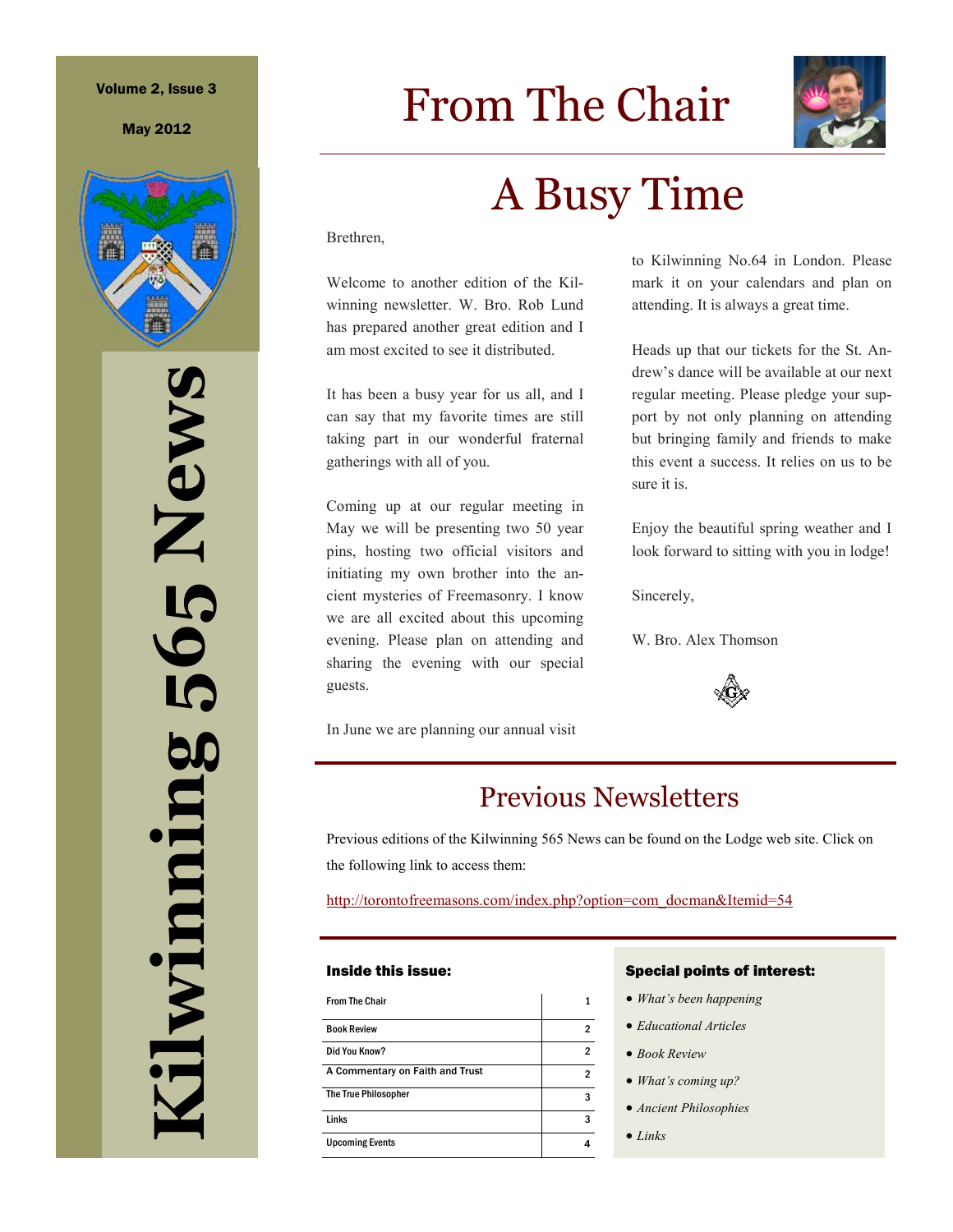# Kilwinning 565 News

Volume 2, Issue 3

May 2012

# From The Chair

## A Busy Time

Brethren,

Welcome to another edition of the Kilwinning newsletter. W. Bro. Rob Lund has prepared another great edition and I am most excited to see it distributed.

It has been a busy year for us all, and I can say that my favorite times are still taking part in our wonderful fraternal gatherings with all of you.

Coming up at our regular meeting in May we will be presenting two 50 year pins, hosting two official visitors and initiating my own brother into the ancient mysteries of Freemasonry. I know we are all excited about this upcoming evening. Please plan on attending and sharing the evening with our special guests.

In June we are planning our annual visit to Kilwinning No.64 in London. Please mark it on your calendars and plan on attending. It is always a great time.

Heads up that our tickets for the St. Andrew's dance will be available at our next regular meeting. Please pledge your support by not only planning on attending but bringing family and friends to make this event a success. It relies on us to be sure it is.

Enjoy the beautiful spring weather and I look forward to sitting with you in lodge!

Sincerely,

W. Bro. Alex Thomson

## Previous Newsletters

Previous editions of the Kilwinning 565 News can be found on the Lodge web site. Click on the following link to access them:

http://torontofreemasons.com/index.php?option=com_docman&Itemid=54

### Inside this issue:

| | |
|---|---|
| From The Chair | 1 |
| Book Review | 2 |
| Did You Know? | 2 |
| A Commentary on Faith and Trust | 2 |
| The True Philosopher | 3 |
| Links | 3 |
| Upcoming Events | 4 |

### Special points of interest:

- *What's been happening*
- *Educational Articles*
- *Book Review*
- *What's coming up?*
- *Ancient Philosophies*
- *Links*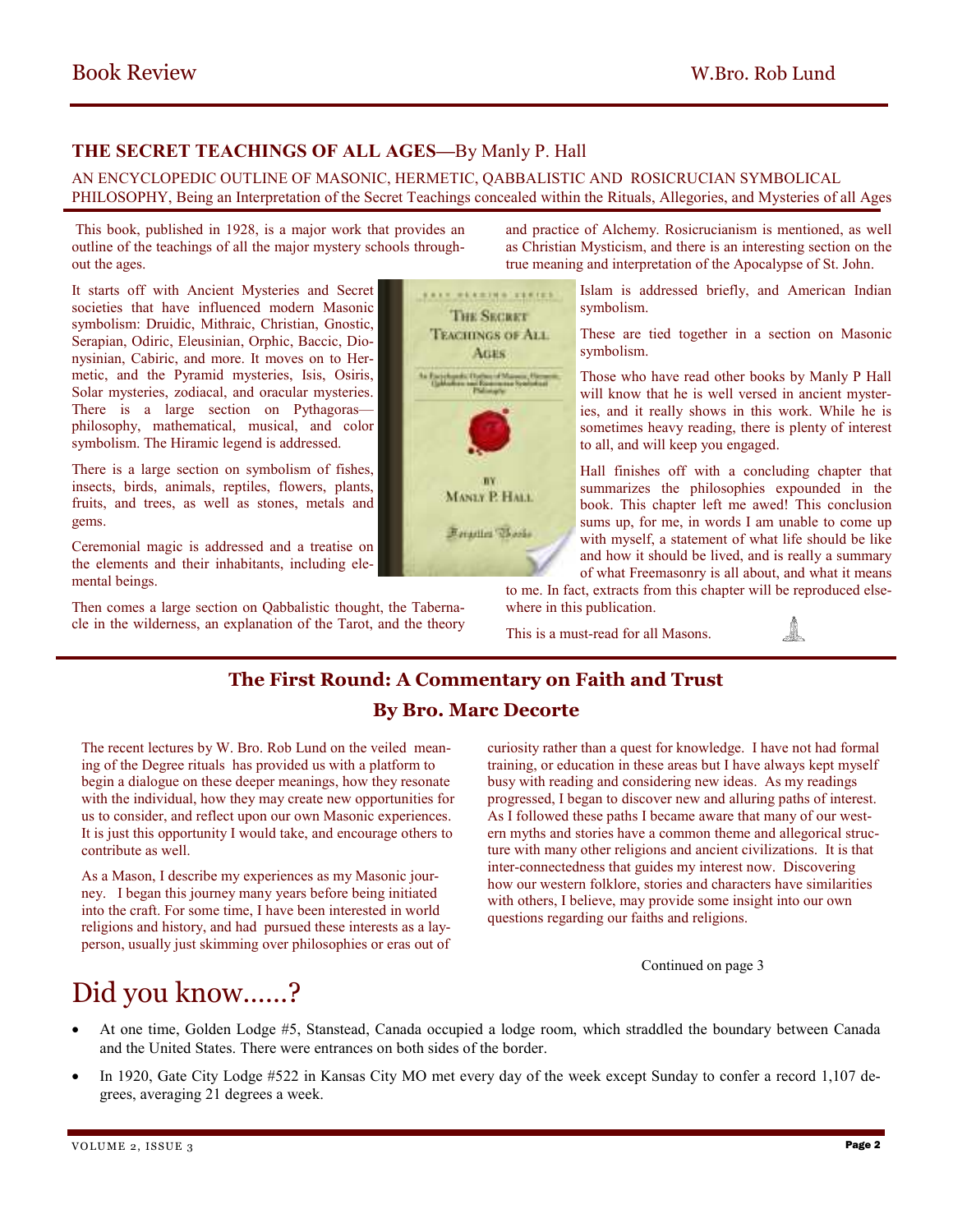## Book Review

W.Bro. Rob Lund

### THE SECRET TEACHINGS OF ALL AGES—By Manly P. Hall

AN ENCYCLOPEDIC OUTLINE OF MASONIC, HERMETIC, QABBALISTIC AND ROSICRUCIAN SYMBOLICAL PHILOSOPHY, Being an Interpretation of the Secret Teachings concealed within the Rituals, Allegories, and Mysteries of all Ages

This book, published in 1928, is a major work that provides an outline of the teachings of all the major mystery schools throughout the ages.

It starts off with Ancient Mysteries and Secret societies that have influenced modern Masonic symbolism: Druidic, Mithraic, Christian, Gnostic, Serapian, Odiric, Eleusinian, Orphic, Baccic, Dionysinian, Cabiric, and more. It moves on to Hermetic, and the Pyramid mysteries, Isis, Osiris, Solar mysteries, zodiacal, and oracular mysteries. There is a large section on Pythagoras—philosophy, mathematical, musical, and color symbolism. The Hiramic legend is addressed.

There is a large section on symbolism of fishes, insects, birds, animals, reptiles, flowers, plants, fruits, and trees, as well as stones, metals and gems.

Ceremonial magic is addressed and a treatise on the elements and their inhabitants, including elemental beings.

Then comes a large section on Qabbalistic thought, the Tabernacle in the wilderness, an explanation of the Tarot, and the theory and practice of Alchemy. Rosicrucianism is mentioned, as well as Christian Mysticism, and there is an interesting section on the true meaning and interpretation of the Apocalypse of St. John.

Islam is addressed briefly, and American Indian symbolism.

These are tied together in a section on Masonic symbolism.

Those who have read other books by Manly P Hall will know that he is well versed in ancient mysteries, and it really shows in this work. While he is sometimes heavy reading, there is plenty of interest to all, and will keep you engaged.

Hall finishes off with a concluding chapter that summarizes the philosophies expounded in the book. This chapter left me awed! This conclusion sums up, for me, in words I am unable to come up with myself, a statement of what life should be like and how it should be lived, and is really a summary of what Freemasonry is all about, and what it means to me. In fact, extracts from this chapter will be reproduced elsewhere in this publication.

This is a must-read for all Masons.

## The First Round: A Commentary on Faith and Trust

### By Bro. Marc Decorte

The recent lectures by W. Bro. Rob Lund on the veiled meaning of the Degree rituals has provided us with a platform to begin a dialogue on these deeper meanings, how they resonate with the individual, how they may create new opportunities for us to consider, and reflect upon our own Masonic experiences. It is just this opportunity I would take, and encourage others to contribute as well.

As a Mason, I describe my experiences as my Masonic journey. I began this journey many years before being initiated into the craft. For some time, I have been interested in world religions and history, and had pursued these interests as a layperson, usually just skimming over philosophies or eras out of curiosity rather than a quest for knowledge. I have not had formal training, or education in these areas but I have always kept myself busy with reading and considering new ideas. As my readings progressed, I began to discover new and alluring paths of interest. As I followed these paths I became aware that many of our western myths and stories have a common theme and allegorical structure with many other religions and ancient civilizations. It is that inter-connectedness that guides my interest now. Discovering how our western folklore, stories and characters have similarities with others, I believe, may provide some insight into our own questions regarding our faiths and religions.

Continued on page 3

## Did you know......?

- At one time, Golden Lodge #5, Stanstead, Canada occupied a lodge room, which straddled the boundary between Canada and the United States. There were entrances on both sides of the border.
- In 1920, Gate City Lodge #522 in Kansas City MO met every day of the week except Sunday to confer a record 1,107 degrees, averaging 21 degrees a week.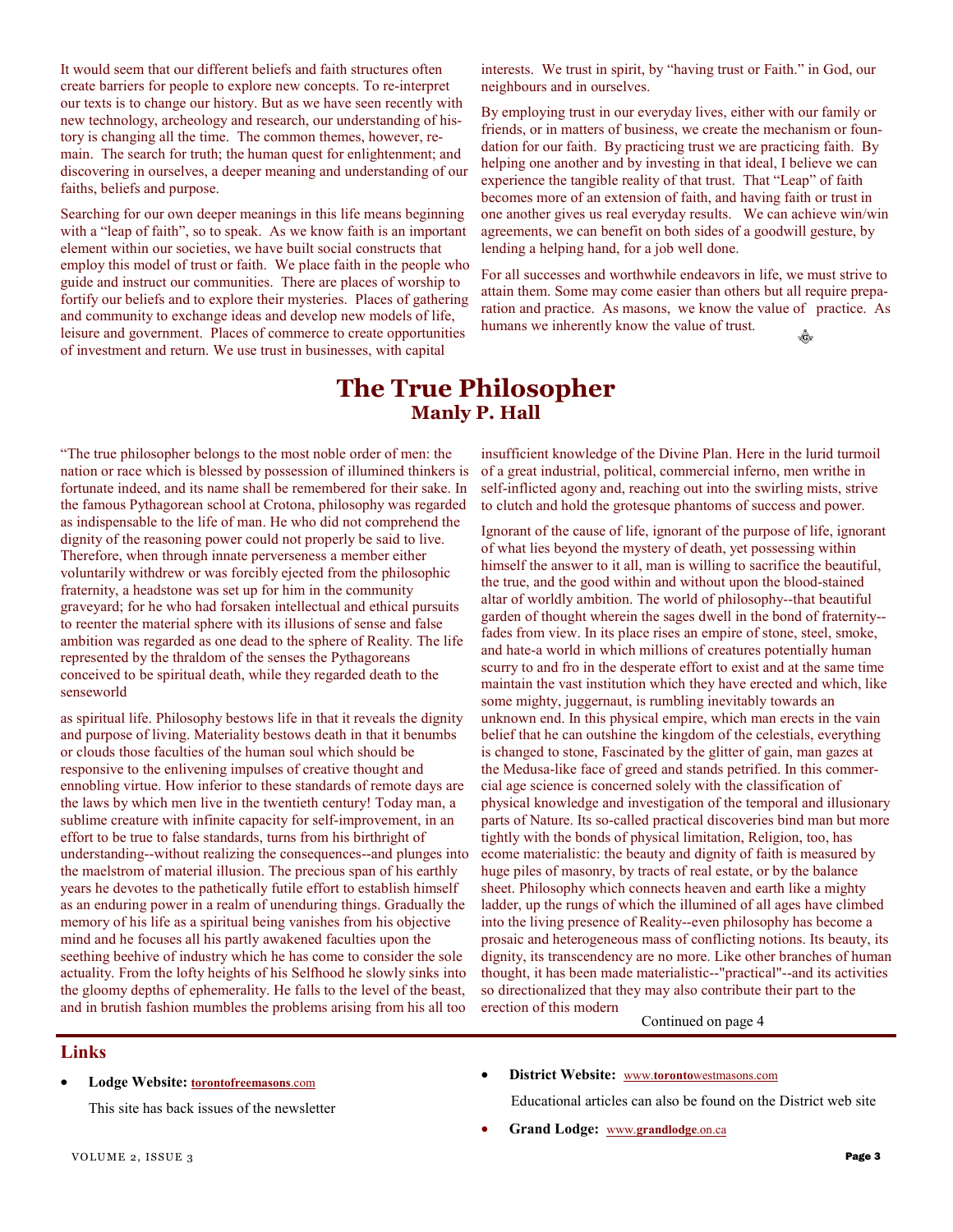It would seem that our different beliefs and faith structures often create barriers for people to explore new concepts. To re-interpret our texts is to change our history. But as we have seen recently with new technology, archeology and research, our understanding of history is changing all the time. The common themes, however, remain. The search for truth; the human quest for enlightenment; and discovering in ourselves, a deeper meaning and understanding of our faiths, beliefs and purpose.

Searching for our own deeper meanings in this life means beginning with a "leap of faith", so to speak. As we know faith is an important element within our societies, we have built social constructs that employ this model of trust or faith. We place faith in the people who guide and instruct our communities. There are places of worship to fortify our beliefs and to explore their mysteries. Places of gathering and community to exchange ideas and develop new models of life, leisure and government. Places of commerce to create opportunities of investment and return. We use trust in businesses, with capital interests. We trust in spirit, by "having trust or Faith." in God, our neighbours and in ourselves.

By employing trust in our everyday lives, either with our family or friends, or in matters of business, we create the mechanism or foundation for our faith. By practicing trust we are practicing faith. By helping one another and by investing in that ideal, I believe we can experience the tangible reality of that trust. That "Leap" of faith becomes more of an extension of faith, and having faith or trust in one another gives us real everyday results. We can achieve win/win agreements, we can benefit on both sides of a goodwill gesture, by lending a helping hand, for a job well done.

For all successes and worthwhile endeavors in life, we must strive to attain them. Some may come easier than others but all require preparation and practice. As masons, we know the value of practice. As humans we inherently know the value of trust.

# The True Philosopher

## Manly P. Hall

"The true philosopher belongs to the most noble order of men: the nation or race which is blessed by possession of illumined thinkers is fortunate indeed, and its name shall be remembered for their sake. In the famous Pythagorean school at Crotona, philosophy was regarded as indispensable to the life of man. He who did not comprehend the dignity of the reasoning power could not properly be said to live. Therefore, when through innate perverseness a member either voluntarily withdrew or was forcibly ejected from the philosophic fraternity, a headstone was set up for him in the community graveyard; for he who had forsaken intellectual and ethical pursuits to reenter the material sphere with its illusions of sense and false ambition was regarded as one dead to the sphere of Reality. The life represented by the thraldom of the senses the Pythagoreans conceived to be spiritual death, while they regarded death to the senseworld as spiritual life. Philosophy bestows life in that it reveals the dignity and purpose of living. Materiality bestows death in that it benumbs or clouds those faculties of the human soul which should be responsive to the enlivening impulses of creative thought and ennobling virtue. How inferior to these standards of remote days are the laws by which men live in the twentieth century! Today man, a sublime creature with infinite capacity for self-improvement, in an effort to be true to false standards, turns from his birthright of understanding--without realizing the consequences--and plunges into the maelstrom of material illusion. The precious span of his earthly years he devotes to the pathetically futile effort to establish himself as an enduring power in a realm of unenduring things. Gradually the memory of his life as a spiritual being vanishes from his objective mind and he focuses all his partly awakened faculties upon the seething beehive of industry which he has come to consider the sole actuality. From the lofty heights of his Selfhood he slowly sinks into the gloomy depths of ephemerality. He falls to the level of the beast, and in brutish fashion mumbles the problems arising from his all too insufficient knowledge of the Divine Plan. Here in the lurid turmoil of a great industrial, political, commercial inferno, men writhe in self-inflicted agony and, reaching out into the swirling mists, strive to clutch and hold the grotesque phantoms of success and power.

Ignorant of the cause of life, ignorant of the purpose of life, ignorant of what lies beyond the mystery of death, yet possessing within himself the answer to it all, man is willing to sacrifice the beautiful, the true, and the good within and without upon the blood-stained altar of worldly ambition. The world of philosophy--that beautiful garden of thought wherein the sages dwell in the bond of fraternity--fades from view. In its place rises an empire of stone, steel, smoke, and hate-a world in which millions of creatures potentially human scurry to and fro in the desperate effort to exist and at the same time maintain the vast institution which they have erected and which, like some mighty, juggernaut, is rumbling inevitably towards an unknown end. In this physical empire, which man erects in the vain belief that he can outshine the kingdom of the celestials, everything is changed to stone, Fascinated by the glitter of gain, man gazes at the Medusa-like face of greed and stands petrified. In this commercial age science is concerned solely with the classification of physical knowledge and investigation of the temporal and illusionary parts of Nature. Its so-called practical discoveries bind man but more tightly with the bonds of physical limitation, Religion, too, has ecome materialistic: the beauty and dignity of faith is measured by huge piles of masonry, by tracts of real estate, or by the balance sheet. Philosophy which connects heaven and earth like a mighty ladder, up the rungs of which the illumined of all ages have climbed into the living presence of Reality--even philosophy has become a prosaic and heterogeneous mass of conflicting notions. Its beauty, its dignity, its transcendency are no more. Like other branches of human thought, it has been made materialistic--"practical"--and its activities so directionalized that they may also contribute their part to the erection of this modern

Continued on page 4

## Links

- **Lodge Website:** **torontofreemasons**.com

  This site has back issues of the newsletter

- **District Website:** www.**toronto**westmasons.com

  Educational articles can also be found on the District web site

- **Grand Lodge:** www.**grandlodge**.on.ca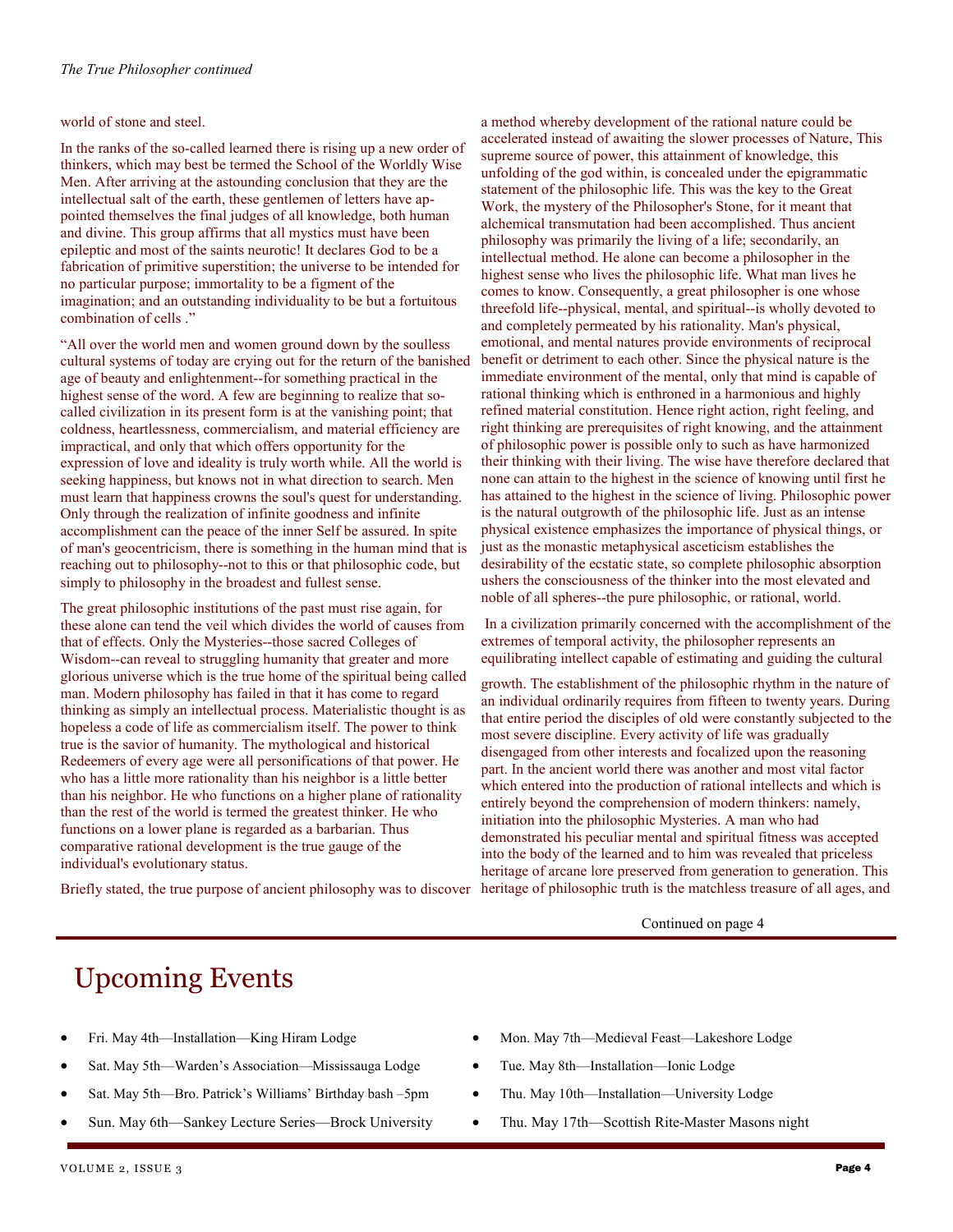*The True Philosopher continued*

world of stone and steel.

In the ranks of the so-called learned there is rising up a new order of thinkers, which may best be termed the School of the Worldly Wise Men. After arriving at the astounding conclusion that they are the intellectual salt of the earth, these gentlemen of letters have appointed themselves the final judges of all knowledge, both human and divine. This group affirms that all mystics must have been epileptic and most of the saints neurotic! It declares God to be a fabrication of primitive superstition; the universe to be intended for no particular purpose; immortality to be a figment of the imagination; and an outstanding individuality to be but a fortuitous combination of cells ."

"All over the world men and women ground down by the soulless cultural systems of today are crying out for the return of the banished age of beauty and enlightenment--for something practical in the highest sense of the word. A few are beginning to realize that so-called civilization in its present form is at the vanishing point; that coldness, heartlessness, commercialism, and material efficiency are impractical, and only that which offers opportunity for the expression of love and ideality is truly worth while. All the world is seeking happiness, but knows not in what direction to search. Men must learn that happiness crowns the soul's quest for understanding. Only through the realization of infinite goodness and infinite accomplishment can the peace of the inner Self be assured. In spite of man's geocentricism, there is something in the human mind that is reaching out to philosophy--not to this or that philosophic code, but simply to philosophy in the broadest and fullest sense.

The great philosophic institutions of the past must rise again, for these alone can tend the veil which divides the world of causes from that of effects. Only the Mysteries--those sacred Colleges of Wisdom--can reveal to struggling humanity that greater and more glorious universe which is the true home of the spiritual being called man. Modern philosophy has failed in that it has come to regard thinking as simply an intellectual process. Materialistic thought is as hopeless a code of life as commercialism itself. The power to think true is the savior of humanity. The mythological and historical Redeemers of every age were all personifications of that power. He who has a little more rationality than his neighbor is a little better than his neighbor. He who functions on a higher plane of rationality than the rest of the world is termed the greatest thinker. He who functions on a lower plane is regarded as a barbarian. Thus comparative rational development is the true gauge of the individual's evolutionary status.

Briefly stated, the true purpose of ancient philosophy was to discover a method whereby development of the rational nature could be accelerated instead of awaiting the slower processes of Nature, This supreme source of power, this attainment of knowledge, this unfolding of the god within, is concealed under the epigrammatic statement of the philosophic life. This was the key to the Great Work, the mystery of the Philosopher's Stone, for it meant that alchemical transmutation had been accomplished. Thus ancient philosophy was primarily the living of a life; secondarily, an intellectual method. He alone can become a philosopher in the highest sense who lives the philosophic life. What man lives he comes to know. Consequently, a great philosopher is one whose threefold life--physical, mental, and spiritual--is wholly devoted to and completely permeated by his rationality. Man's physical, emotional, and mental natures provide environments of reciprocal benefit or detriment to each other. Since the physical nature is the immediate environment of the mental, only that mind is capable of rational thinking which is enthroned in a harmonious and highly refined material constitution. Hence right action, right feeling, and right thinking are prerequisites of right knowing, and the attainment of philosophic power is possible only to such as have harmonized their thinking with their living. The wise have therefore declared that none can attain to the highest in the science of knowing until first he has attained to the highest in the science of living. Philosophic power is the natural outgrowth of the philosophic life. Just as an intense physical existence emphasizes the importance of physical things, or just as the monastic metaphysical asceticism establishes the desirability of the ecstatic state, so complete philosophic absorption ushers the consciousness of the thinker into the most elevated and noble of all spheres--the pure philosophic, or rational, world.

In a civilization primarily concerned with the accomplishment of the extremes of temporal activity, the philosopher represents an equilibrating intellect capable of estimating and guiding the cultural growth. The establishment of the philosophic rhythm in the nature of an individual ordinarily requires from fifteen to twenty years. During that entire period the disciples of old were constantly subjected to the most severe discipline. Every activity of life was gradually disengaged from other interests and focalized upon the reasoning part. In the ancient world there was another and most vital factor which entered into the production of rational intellects and which is entirely beyond the comprehension of modern thinkers: namely, initiation into the philosophic Mysteries. A man who had demonstrated his peculiar mental and spiritual fitness was accepted into the body of the learned and to him was revealed that priceless heritage of arcane lore preserved from generation to generation. This heritage of philosophic truth is the matchless treasure of all ages, and

Continued on page 4

# Upcoming Events

- Fri. May 4th—Installation—King Hiram Lodge
- Sat. May 5th—Warden's Association—Mississauga Lodge
- Sat. May 5th—Bro. Patrick's Williams' Birthday bash –5pm
- Sun. May 6th—Sankey Lecture Series—Brock University
- Mon. May 7th—Medieval Feast—Lakeshore Lodge
- Tue. May 8th—Installation—Ionic Lodge
- Thu. May 10th—Installation—University Lodge
- Thu. May 17th—Scottish Rite-Master Masons night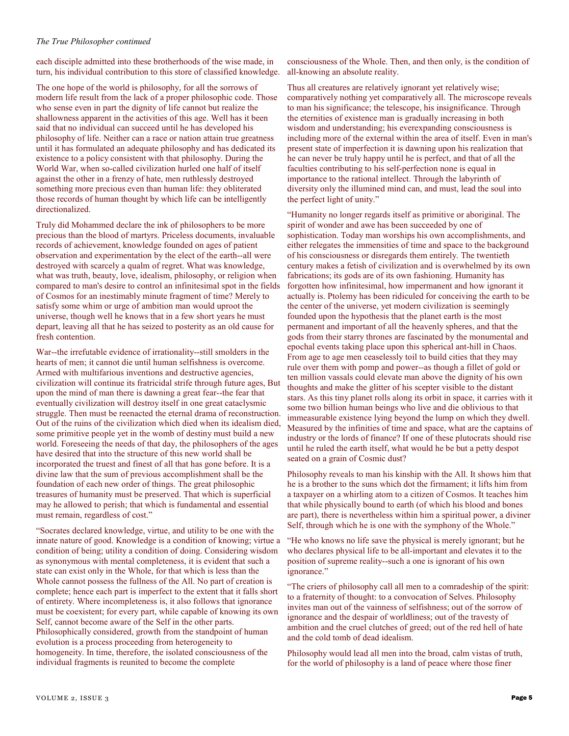*The True Philosopher continued*

each disciple admitted into these brotherhoods of the wise made, in turn, his individual contribution to this store of classified knowledge.

The one hope of the world is philosophy, for all the sorrows of modern life result from the lack of a proper philosophic code. Those who sense even in part the dignity of life cannot but realize the shallowness apparent in the activities of this age. Well has it been said that no individual can succeed until he has developed his philosophy of life. Neither can a race or nation attain true greatness until it has formulated an adequate philosophy and has dedicated its existence to a policy consistent with that philosophy. During the World War, when so-called civilization hurled one half of itself against the other in a frenzy of hate, men ruthlessly destroyed something more precious even than human life: they obliterated those records of human thought by which life can be intelligently directionalized.

Truly did Mohammed declare the ink of philosophers to be more precious than the blood of martyrs. Priceless documents, invaluable records of achievement, knowledge founded on ages of patient observation and experimentation by the elect of the earth--all were destroyed with scarcely a qualm of regret. What was knowledge, what was truth, beauty, love, idealism, philosophy, or religion when compared to man's desire to control an infinitesimal spot in the fields of Cosmos for an inestimably minute fragment of time? Merely to satisfy some whim or urge of ambition man would uproot the universe, though well he knows that in a few short years he must depart, leaving all that he has seized to posterity as an old cause for fresh contention.

War--the irrefutable evidence of irrationality--still smolders in the hearts of men; it cannot die until human selfishness is overcome. Armed with multifarious inventions and destructive agencies, civilization will continue its fratricidal strife through future ages, But upon the mind of man there is dawning a great fear--the fear that eventually civilization will destroy itself in one great cataclysmic struggle. Then must be reenacted the eternal drama of reconstruction. Out of the ruins of the civilization which died when its idealism died, some primitive people yet in the womb of destiny must build a new world. Foreseeing the needs of that day, the philosophers of the ages have desired that into the structure of this new world shall be incorporated the truest and finest of all that has gone before. It is a divine law that the sum of previous accomplishment shall be the foundation of each new order of things. The great philosophic treasures of humanity must be preserved. That which is superficial may he allowed to perish; that which is fundamental and essential must remain, regardless of cost."

"Socrates declared knowledge, virtue, and utility to be one with the innate nature of good. Knowledge is a condition of knowing; virtue a condition of being; utility a condition of doing. Considering wisdom as synonymous with mental completeness, it is evident that such a state can exist only in the Whole, for that which is less than the Whole cannot possess the fullness of the All. No part of creation is complete; hence each part is imperfect to the extent that it falls short of entirety. Where incompleteness is, it also follows that ignorance must be coexistent; for every part, while capable of knowing its own Self, cannot become aware of the Self in the other parts. Philosophically considered, growth from the standpoint of human evolution is a process proceeding from heterogeneity to homogeneity. In time, therefore, the isolated consciousness of the individual fragments is reunited to become the complete consciousness of the Whole. Then, and then only, is the condition of all-knowing an absolute reality.

Thus all creatures are relatively ignorant yet relatively wise; comparatively nothing yet comparatively all. The microscope reveals to man his significance; the telescope, his insignificance. Through the eternities of existence man is gradually increasing in both wisdom and understanding; his everexpanding consciousness is including more of the external within the area of itself. Even in man's present state of imperfection it is dawning upon his realization that he can never be truly happy until he is perfect, and that of all the faculties contributing to his self-perfection none is equal in importance to the rational intellect. Through the labyrinth of diversity only the illumined mind can, and must, lead the soul into the perfect light of unity."

"Humanity no longer regards itself as primitive or aboriginal. The spirit of wonder and awe has been succeeded by one of sophistication. Today man worships his own accomplishments, and either relegates the immensities of time and space to the background of his consciousness or disregards them entirely. The twentieth century makes a fetish of civilization and is overwhelmed by its own fabrications; its gods are of its own fashioning. Humanity has forgotten how infinitesimal, how impermanent and how ignorant it actually is. Ptolemy has been ridiculed for conceiving the earth to be the center of the universe, yet modern civilization is seemingly founded upon the hypothesis that the planet earth is the most permanent and important of all the heavenly spheres, and that the gods from their starry thrones are fascinated by the monumental and epochal events taking place upon this spherical ant-hill in Chaos. From age to age men ceaselessly toil to build cities that they may rule over them with pomp and power--as though a fillet of gold or ten million vassals could elevate man above the dignity of his own thoughts and make the glitter of his scepter visible to the distant stars. As this tiny planet rolls along its orbit in space, it carries with it some two billion human beings who live and die oblivious to that immeasurable existence lying beyond the lump on which they dwell. Measured by the infinities of time and space, what are the captains of industry or the lords of finance? If one of these plutocrats should rise until he ruled the earth itself, what would he be but a petty despot seated on a grain of Cosmic dust?

Philosophy reveals to man his kinship with the All. It shows him that he is a brother to the suns which dot the firmament; it lifts him from a taxpayer on a whirling atom to a citizen of Cosmos. It teaches him that while physically bound to earth (of which his blood and bones are part), there is nevertheless within him a spiritual power, a diviner Self, through which he is one with the symphony of the Whole."

"He who knows no life save the physical is merely ignorant; but he who declares physical life to be all-important and elevates it to the position of supreme reality--such a one is ignorant of his own ignorance."

"The criers of philosophy call all men to a comradeship of the spirit: to a fraternity of thought: to a convocation of Selves. Philosophy invites man out of the vainness of selfishness; out of the sorrow of ignorance and the despair of worldliness; out of the travesty of ambition and the cruel clutches of greed; out of the red hell of hate and the cold tomb of dead idealism.

Philosophy would lead all men into the broad, calm vistas of truth, for the world of philosophy is a land of peace where those finer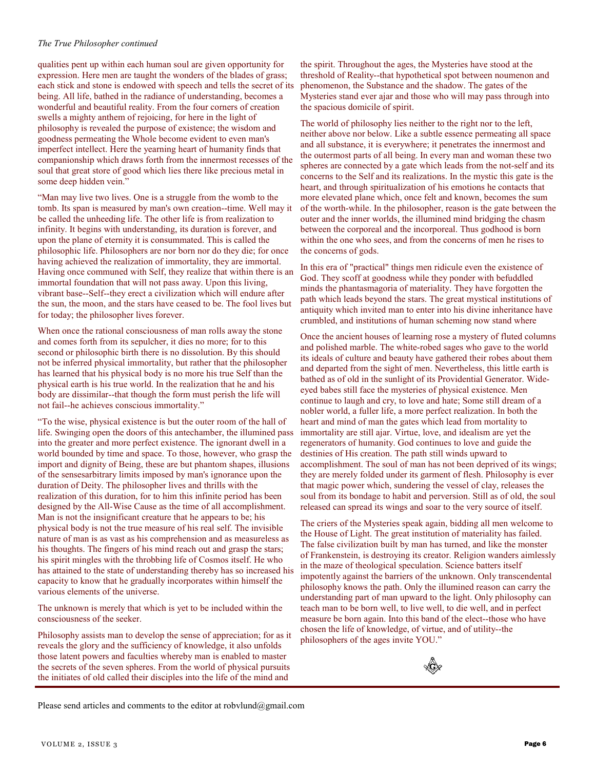*The True Philosopher continued*

qualities pent up within each human soul are given opportunity for expression. Here men are taught the wonders of the blades of grass; each stick and stone is endowed with speech and tells the secret of its being. All life, bathed in the radiance of understanding, becomes a wonderful and beautiful reality. From the four corners of creation swells a mighty anthem of rejoicing, for here in the light of philosophy is revealed the purpose of existence; the wisdom and goodness permeating the Whole become evident to even man's imperfect intellect. Here the yearning heart of humanity finds that companionship which draws forth from the innermost recesses of the soul that great store of good which lies there like precious metal in some deep hidden vein."

"Man may live two lives. One is a struggle from the womb to the tomb. Its span is measured by man's own creation--time. Well may it be called the unheeding life. The other life is from realization to infinity. It begins with understanding, its duration is forever, and upon the plane of eternity it is consummated. This is called the philosophic life. Philosophers are nor born nor do they die; for once having achieved the realization of immortality, they are immortal. Having once communed with Self, they realize that within there is an immortal foundation that will not pass away. Upon this living, vibrant base--Self--they erect a civilization which will endure after the sun, the moon, and the stars have ceased to be. The fool lives but for today; the philosopher lives forever.

When once the rational consciousness of man rolls away the stone and comes forth from its sepulcher, it dies no more; for to this second or philosophic birth there is no dissolution. By this should not be inferred physical immortality, but rather that the philosopher has learned that his physical body is no more his true Self than the physical earth is his true world. In the realization that he and his body are dissimilar--that though the form must perish the life will not fail--he achieves conscious immortality."

"To the wise, physical existence is but the outer room of the hall of life. Swinging open the doors of this antechamber, the illumined pass into the greater and more perfect existence. The ignorant dwell in a world bounded by time and space. To those, however, who grasp the import and dignity of Being, these are but phantom shapes, illusions of the sensesarbitrary limits imposed by man's ignorance upon the duration of Deity. The philosopher lives and thrills with the realization of this duration, for to him this infinite period has been designed by the All-Wise Cause as the time of all accomplishment. Man is not the insignificant creature that he appears to be; his physical body is not the true measure of his real self. The invisible nature of man is as vast as his comprehension and as measureless as his thoughts. The fingers of his mind reach out and grasp the stars; his spirit mingles with the throbbing life of Cosmos itself. He who has attained to the state of understanding thereby has so increased his capacity to know that he gradually incorporates within himself the various elements of the universe.

The unknown is merely that which is yet to be included within the consciousness of the seeker.

Philosophy assists man to develop the sense of appreciation; for as it reveals the glory and the sufficiency of knowledge, it also unfolds those latent powers and faculties whereby man is enabled to master the secrets of the seven spheres. From the world of physical pursuits the initiates of old called their disciples into the life of the mind and the spirit. Throughout the ages, the Mysteries have stood at the threshold of Reality--that hypothetical spot between noumenon and phenomenon, the Substance and the shadow. The gates of the Mysteries stand ever ajar and those who will may pass through into the spacious domicile of spirit.

The world of philosophy lies neither to the right nor to the left, neither above nor below. Like a subtle essence permeating all space and all substance, it is everywhere; it penetrates the innermost and the outermost parts of all being. In every man and woman these two spheres are connected by a gate which leads from the not-self and its concerns to the Self and its realizations. In the mystic this gate is the heart, and through spiritualization of his emotions he contacts that more elevated plane which, once felt and known, becomes the sum of the worth-while. In the philosopher, reason is the gate between the outer and the inner worlds, the illumined mind bridging the chasm between the corporeal and the incorporeal. Thus godhood is born within the one who sees, and from the concerns of men he rises to the concerns of gods.

In this era of "practical" things men ridicule even the existence of God. They scoff at goodness while they ponder with befuddled minds the phantasmagoria of materiality. They have forgotten the path which leads beyond the stars. The great mystical institutions of antiquity which invited man to enter into his divine inheritance have crumbled, and institutions of human scheming now stand where

Once the ancient houses of learning rose a mystery of fluted columns and polished marble. The white-robed sages who gave to the world its ideals of culture and beauty have gathered their robes about them and departed from the sight of men. Nevertheless, this little earth is bathed as of old in the sunlight of its Providential Generator. Wide-eyed babes still face the mysteries of physical existence. Men continue to laugh and cry, to love and hate; Some still dream of a nobler world, a fuller life, a more perfect realization. In both the heart and mind of man the gates which lead from mortality to immortality are still ajar. Virtue, love, and idealism are yet the regenerators of humanity. God continues to love and guide the destinies of His creation. The path still winds upward to accomplishment. The soul of man has not been deprived of its wings; they are merely folded under its garment of flesh. Philosophy is ever that magic power which, sundering the vessel of clay, releases the soul from its bondage to habit and perversion. Still as of old, the soul released can spread its wings and soar to the very source of itself.

The criers of the Mysteries speak again, bidding all men welcome to the House of Light. The great institution of materiality has failed. The false civilization built by man has turned, and like the monster of Frankenstein, is destroying its creator. Religion wanders aimlessly in the maze of theological speculation. Science batters itself impotently against the barriers of the unknown. Only transcendental philosophy knows the path. Only the illumined reason can carry the understanding part of man upward to the light. Only philosophy can teach man to be born well, to live well, to die well, and in perfect measure be born again. Into this band of the elect--those who have chosen the life of knowledge, of virtue, and of utility--the philosophers of the ages invite YOU."

Please send articles and comments to the editor at robvlund@gmail.com